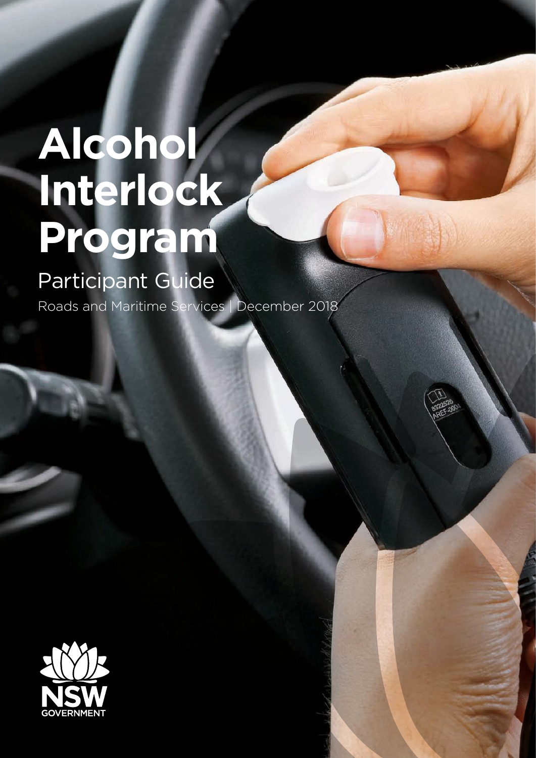# Alcohol Interlock Program

## Participant Guide

Roads and Maritime Services | December 2018

NSW GOVERNMENT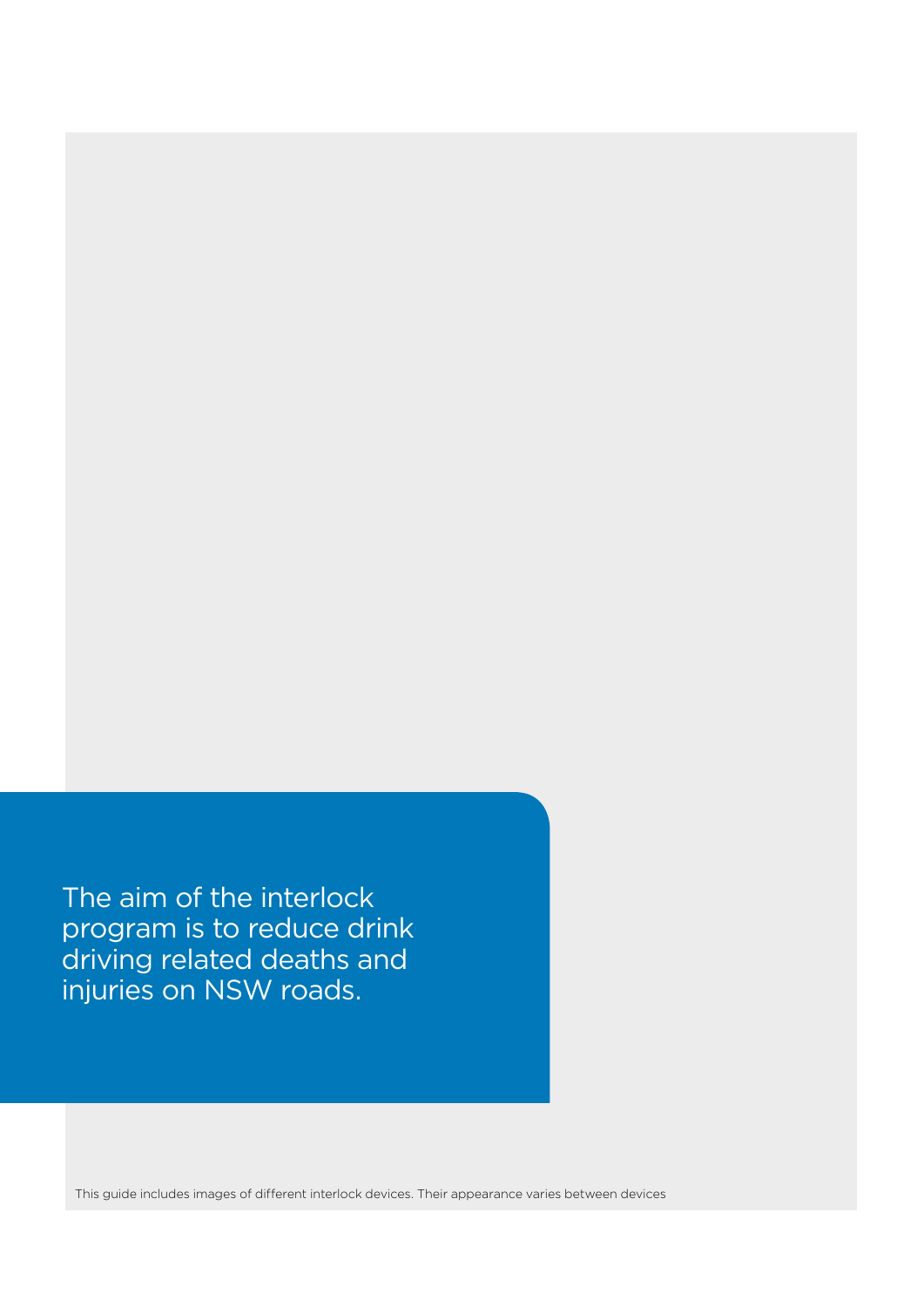The aim of the interlock program is to reduce drink driving related deaths and injuries on NSW roads.

This guide includes images of different interlock devices. Their appearance varies between devices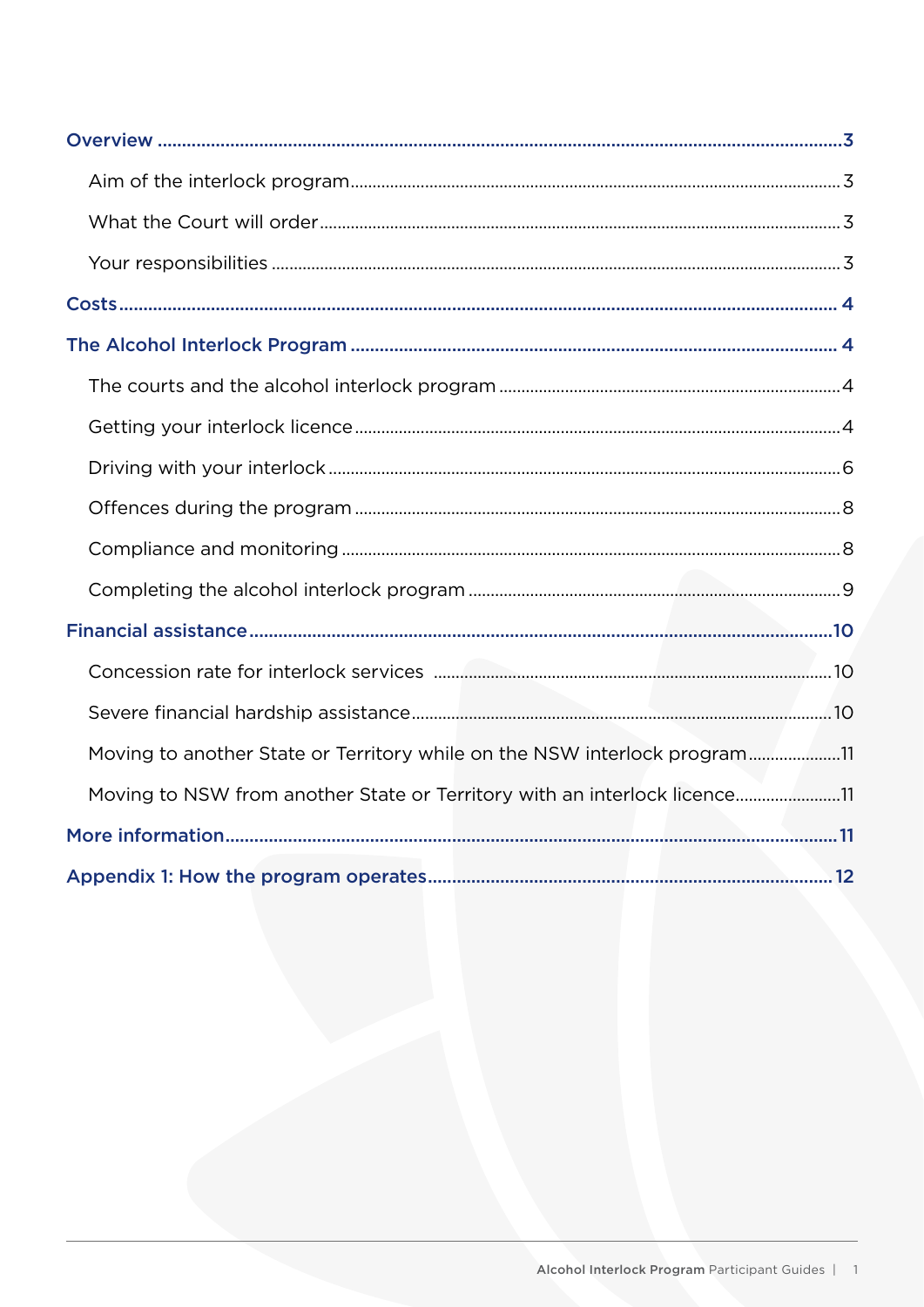- **Overview** ... 3
  - Aim of the interlock program ... 3
  - What the Court will order ... 3
  - Your responsibilities ... 3
- **Costs** ... 4
- **The Alcohol Interlock Program** ... 4
  - The courts and the alcohol interlock program ... 4
  - Getting your interlock licence ... 4
  - Driving with your interlock ... 6
  - Offences during the program ... 8
  - Compliance and monitoring ... 8
  - Completing the alcohol interlock program ... 9
- **Financial assistance** ... 10
  - Concession rate for interlock services ... 10
  - Severe financial hardship assistance ... 10
  - Moving to another State or Territory while on the NSW interlock program ... 11
  - Moving to NSW from another State or Territory with an interlock licence ... 11
- **More information** ... 11
- **Appendix 1: How the program operates** ... 12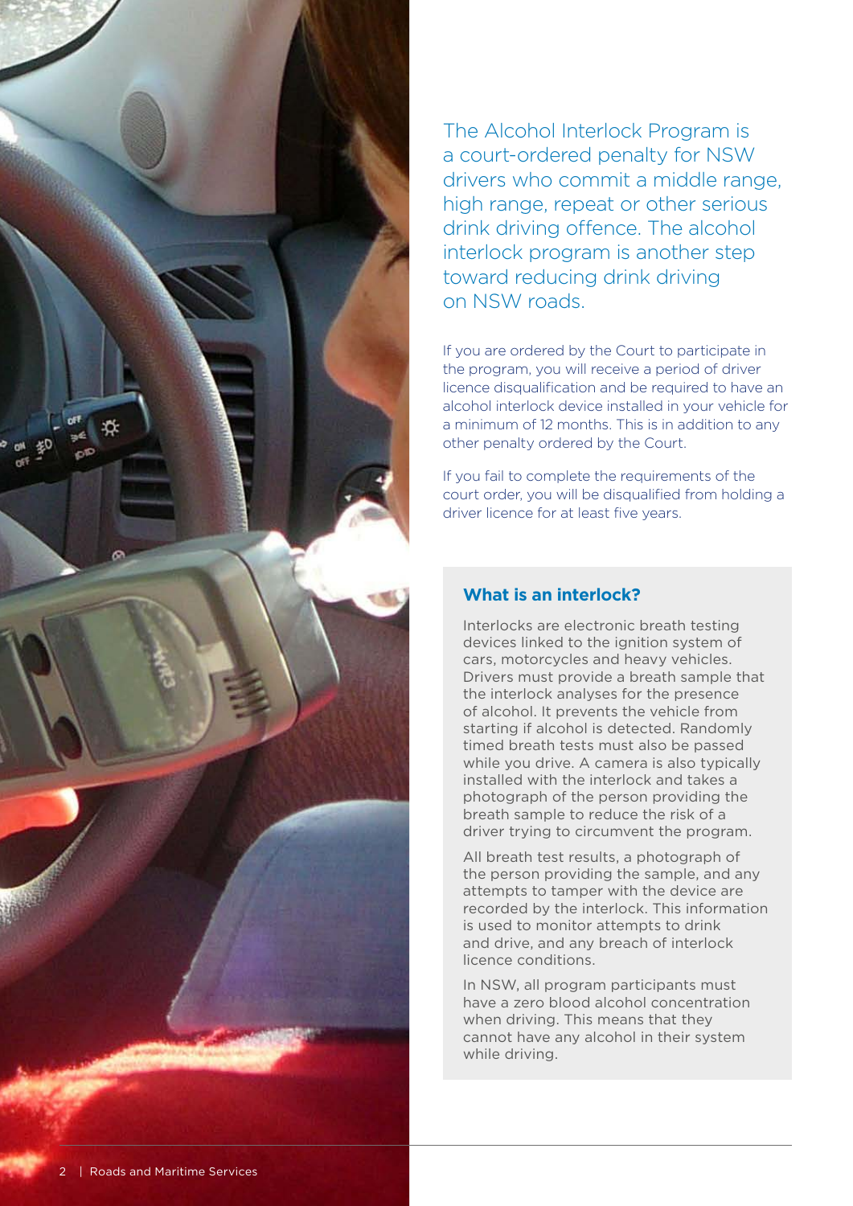The Alcohol Interlock Program is a court-ordered penalty for NSW drivers who commit a middle range, high range, repeat or other serious drink driving offence. The alcohol interlock program is another step toward reducing drink driving on NSW roads.

If you are ordered by the Court to participate in the program, you will receive a period of driver licence disqualification and be required to have an alcohol interlock device installed in your vehicle for a minimum of 12 months. This is in addition to any other penalty ordered by the Court.

If you fail to complete the requirements of the court order, you will be disqualified from holding a driver licence for at least five years.

### What is an interlock?

Interlocks are electronic breath testing devices linked to the ignition system of cars, motorcycles and heavy vehicles. Drivers must provide a breath sample that the interlock analyses for the presence of alcohol. It prevents the vehicle from starting if alcohol is detected. Randomly timed breath tests must also be passed while you drive. A camera is also typically installed with the interlock and takes a photograph of the person providing the breath sample to reduce the risk of a driver trying to circumvent the program.

All breath test results, a photograph of the person providing the sample, and any attempts to tamper with the device are recorded by the interlock. This information is used to monitor attempts to drink and drive, and any breach of interlock licence conditions.

In NSW, all program participants must have a zero blood alcohol concentration when driving. This means that they cannot have any alcohol in their system while driving.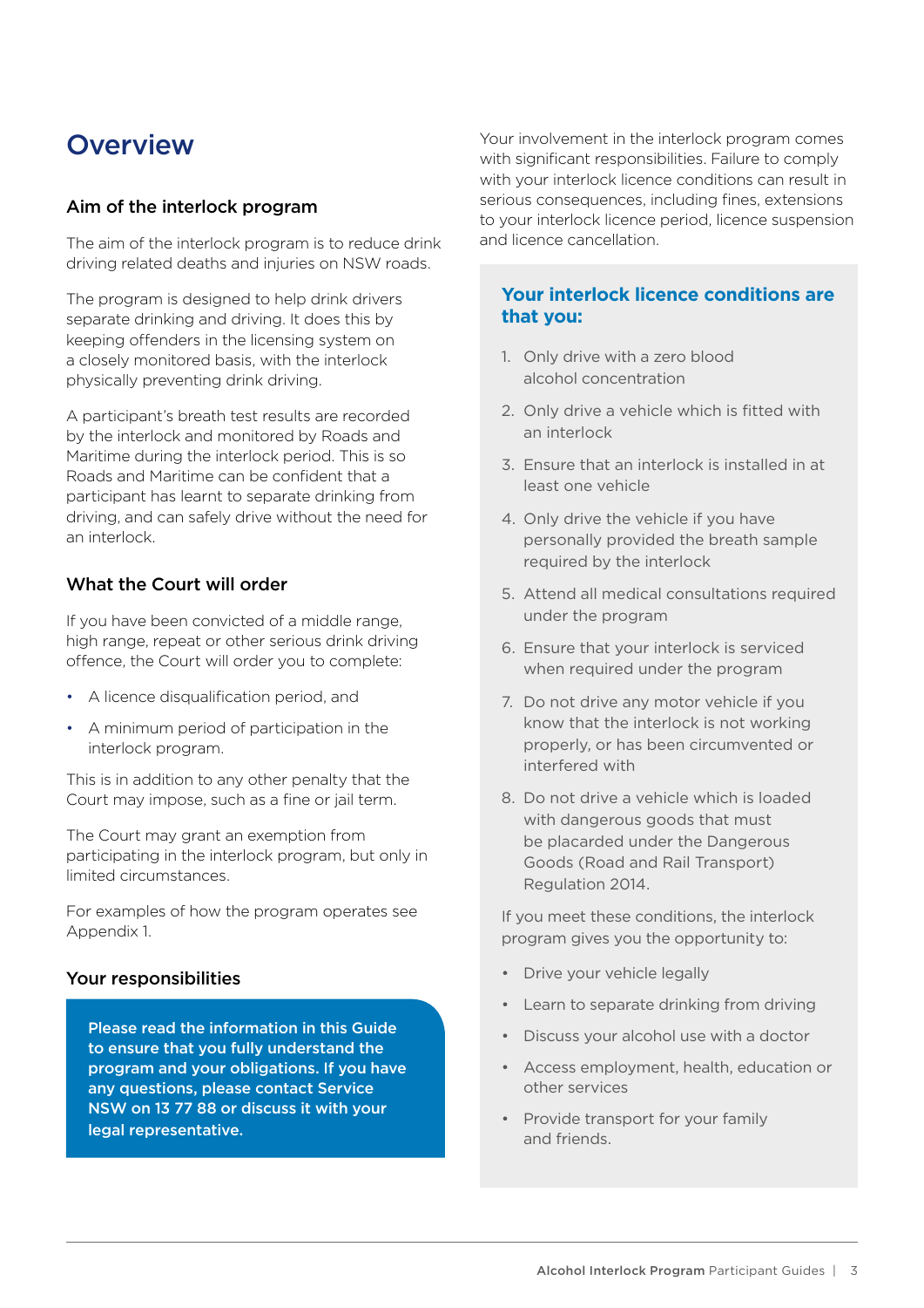# Overview

### Aim of the interlock program

The aim of the interlock program is to reduce drink driving related deaths and injuries on NSW roads.

The program is designed to help drink drivers separate drinking and driving. It does this by keeping offenders in the licensing system on a closely monitored basis, with the interlock physically preventing drink driving.

A participant's breath test results are recorded by the interlock and monitored by Roads and Maritime during the interlock period. This is so Roads and Maritime can be confident that a participant has learnt to separate drinking from driving, and can safely drive without the need for an interlock.

### What the Court will order

If you have been convicted of a middle range, high range, repeat or other serious drink driving offence, the Court will order you to complete:

- A licence disqualification period, and
- A minimum period of participation in the interlock program.

This is in addition to any other penalty that the Court may impose, such as a fine or jail term.

The Court may grant an exemption from participating in the interlock program, but only in limited circumstances.

For examples of how the program operates see Appendix 1.

### Your responsibilities

**Please read the information in this Guide to ensure that you fully understand the program and your obligations. If you have any questions, please contact Service NSW on 13 77 88 or discuss it with your legal representative.**

Your involvement in the interlock program comes with significant responsibilities. Failure to comply with your interlock licence conditions can result in serious consequences, including fines, extensions to your interlock licence period, licence suspension and licence cancellation.

### Your interlock licence conditions are that you:

1. Only drive with a zero blood alcohol concentration
2. Only drive a vehicle which is fitted with an interlock
3. Ensure that an interlock is installed in at least one vehicle
4. Only drive the vehicle if you have personally provided the breath sample required by the interlock
5. Attend all medical consultations required under the program
6. Ensure that your interlock is serviced when required under the program
7. Do not drive any motor vehicle if you know that the interlock is not working properly, or has been circumvented or interfered with
8. Do not drive a vehicle which is loaded with dangerous goods that must be placarded under the Dangerous Goods (Road and Rail Transport) Regulation 2014.

If you meet these conditions, the interlock program gives you the opportunity to:

- Drive your vehicle legally
- Learn to separate drinking from driving
- Discuss your alcohol use with a doctor
- Access employment, health, education or other services
- Provide transport for your family and friends.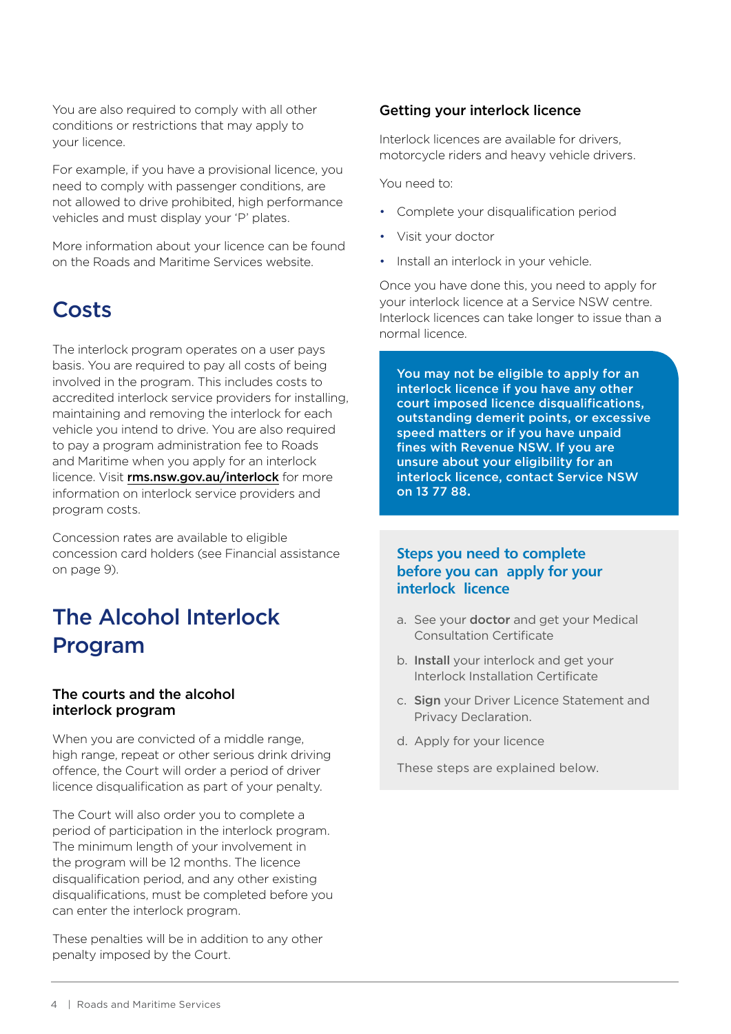You are also required to comply with all other conditions or restrictions that may apply to your licence.

For example, if you have a provisional licence, you need to comply with passenger conditions, are not allowed to drive prohibited, high performance vehicles and must display your 'P' plates.

More information about your licence can be found on the Roads and Maritime Services website.

## Costs

The interlock program operates on a user pays basis. You are required to pay all costs of being involved in the program. This includes costs to accredited interlock service providers for installing, maintaining and removing the interlock for each vehicle you intend to drive. You are also required to pay a program administration fee to Roads and Maritime when you apply for an interlock licence. Visit **rms.nsw.gov.au/interlock** for more information on interlock service providers and program costs.

Concession rates are available to eligible concession card holders (see Financial assistance on page 9).

## The Alcohol Interlock Program

### The courts and the alcohol interlock program

When you are convicted of a middle range, high range, repeat or other serious drink driving offence, the Court will order a period of driver licence disqualification as part of your penalty.

The Court will also order you to complete a period of participation in the interlock program. The minimum length of your involvement in the program will be 12 months. The licence disqualification period, and any other existing disqualifications, must be completed before you can enter the interlock program.

These penalties will be in addition to any other penalty imposed by the Court.

### Getting your interlock licence

Interlock licences are available for drivers, motorcycle riders and heavy vehicle drivers.

You need to:

- Complete your disqualification period
- Visit your doctor
- Install an interlock in your vehicle.

Once you have done this, you need to apply for your interlock licence at a Service NSW centre. Interlock licences can take longer to issue than a normal licence.

**You may not be eligible to apply for an interlock licence if you have any other court imposed licence disqualifications, outstanding demerit points, or excessive speed matters or if you have unpaid fines with Revenue NSW. If you are unsure about your eligibility for an interlock licence, contact Service NSW on 13 77 88.**

### Steps you need to complete before you can apply for your interlock licence

a. See your **doctor** and get your Medical Consultation Certificate

b. **Install** your interlock and get your Interlock Installation Certificate

c. **Sign** your Driver Licence Statement and Privacy Declaration.

d. Apply for your licence

These steps are explained below.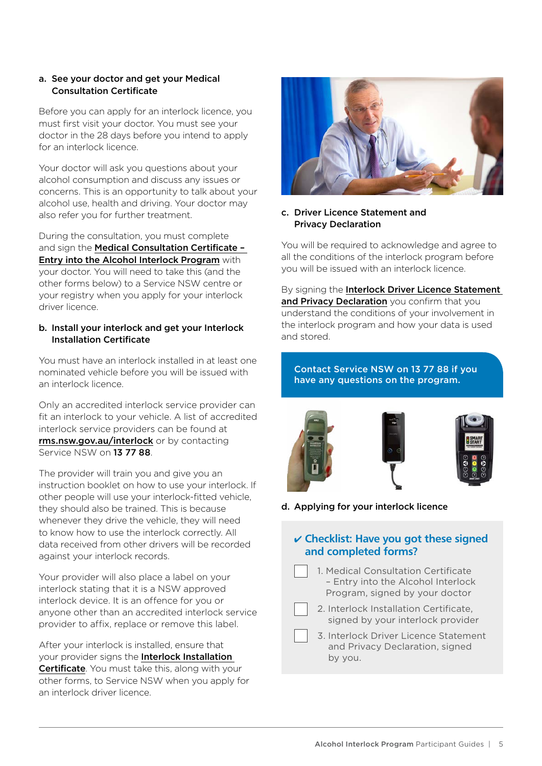### a. See your doctor and get your Medical Consultation Certificate

Before you can apply for an interlock licence, you must first visit your doctor. You must see your doctor in the 28 days before you intend to apply for an interlock licence.

Your doctor will ask you questions about your alcohol consumption and discuss any issues or concerns. This is an opportunity to talk about your alcohol use, health and driving. Your doctor may also refer you for further treatment.

During the consultation, you must complete and sign the **Medical Consultation Certificate – Entry into the Alcohol Interlock Program** with your doctor. You will need to take this (and the other forms below) to a Service NSW centre or your registry when you apply for your interlock driver licence.

### b. Install your interlock and get your Interlock Installation Certificate

You must have an interlock installed in at least one nominated vehicle before you will be issued with an interlock licence.

Only an accredited interlock service provider can fit an interlock to your vehicle. A list of accredited interlock service providers can be found at **rms.nsw.gov.au/interlock** or by contacting Service NSW on **13 77 88**.

The provider will train you and give you an instruction booklet on how to use your interlock. If other people will use your interlock-fitted vehicle, they should also be trained. This is because whenever they drive the vehicle, they will need to know how to use the interlock correctly. All data received from other drivers will be recorded against your interlock records.

Your provider will also place a label on your interlock stating that it is a NSW approved interlock device. It is an offence for you or anyone other than an accredited interlock service provider to affix, replace or remove this label.

After your interlock is installed, ensure that your provider signs the **Interlock Installation Certificate**. You must take this, along with your other forms, to Service NSW when you apply for an interlock driver licence.

### c. Driver Licence Statement and Privacy Declaration

You will be required to acknowledge and agree to all the conditions of the interlock program before you will be issued with an interlock licence.

By signing the **Interlock Driver Licence Statement and Privacy Declaration** you confirm that you understand the conditions of your involvement in the interlock program and how your data is used and stored.

**Contact Service NSW on 13 77 88 if you have any questions on the program.**

### d. Applying for your interlock licence

**✔ Checklist: Have you got these signed and completed forms?**

- [ ] 1. Medical Consultation Certificate – Entry into the Alcohol Interlock Program, signed by your doctor
- [ ] 2. Interlock Installation Certificate, signed by your interlock provider
- [ ] 3. Interlock Driver Licence Statement and Privacy Declaration, signed by you.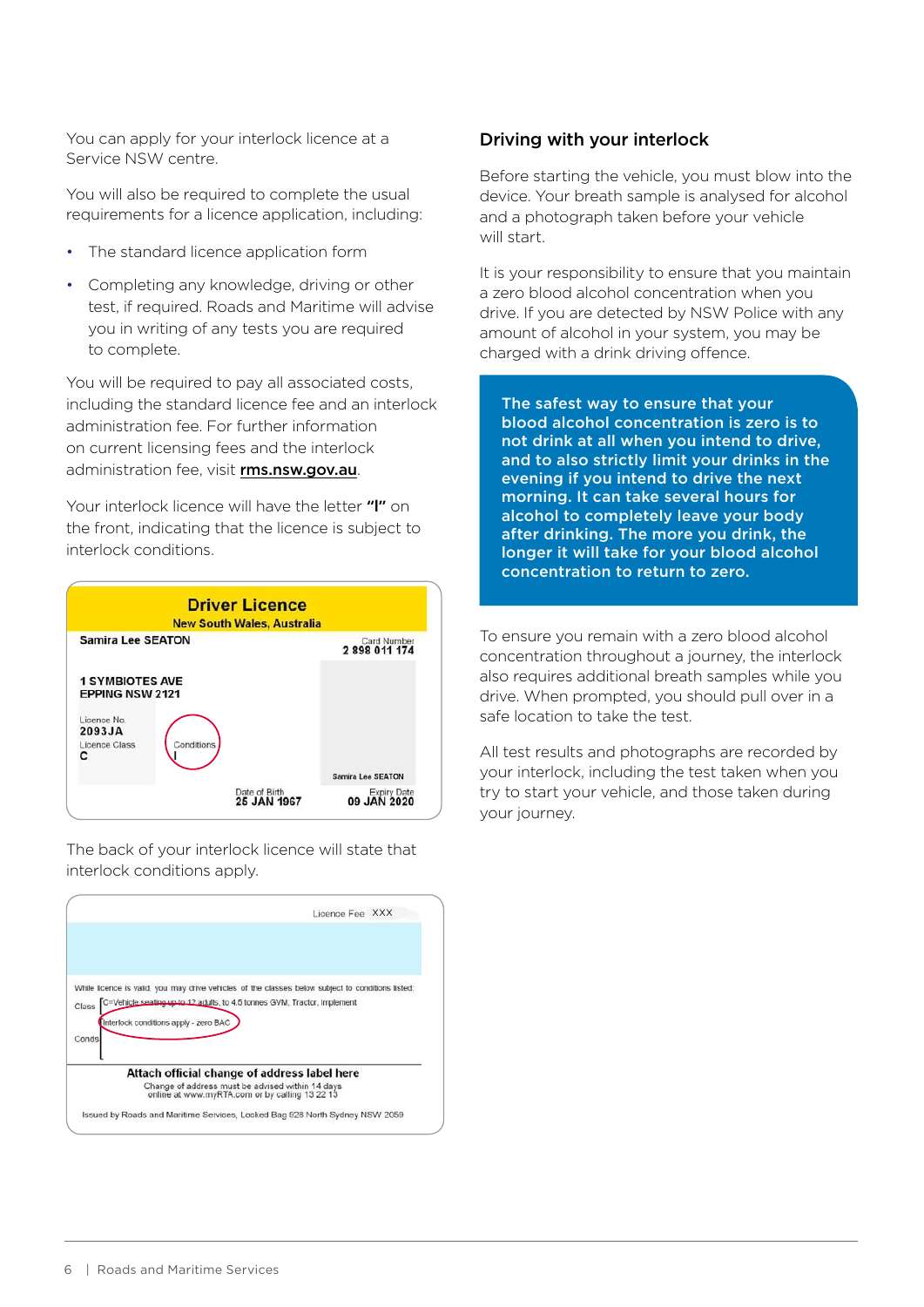You can apply for your interlock licence at a Service NSW centre.

You will also be required to complete the usual requirements for a licence application, including:

- The standard licence application form
- Completing any knowledge, driving or other test, if required. Roads and Maritime will advise you in writing of any tests you are required to complete.

You will be required to pay all associated costs, including the standard licence fee and an interlock administration fee. For further information on current licensing fees and the interlock administration fee, visit **rms.nsw.gov.au**.

Your interlock licence will have the letter **"I"** on the front, indicating that the licence is subject to interlock conditions.

Driver Licence
New South Wales, Australia

Samira Lee SEATON

Card Number
2 898 011 174

1 SYMBIOTES AVE
EPPING NSW 2121

Licence No.
2093JA
Licence Class
C

Conditions
I

Samira Lee SEATON

Date of Birth
25 JAN 1967

Expiry Date
09 JAN 2020

The back of your interlock licence will state that interlock conditions apply.

Licence Fee XXX

While licence is valid, you may drive vehicles of the classes below subject to conditions listed:

Class C=Vehicle seating up to 12 adults, to 4.5 tonnes GVM; Tractor, Implement

Conds Interlock conditions apply - zero BAC

Attach official change of address label here

Change of address must be advised within 14 days online at www.myRTA.com or by calling 13 22 13

Issued by Roads and Maritime Services, Locked Bag 928 North Sydney NSW 2059

## Driving with your interlock

Before starting the vehicle, you must blow into the device. Your breath sample is analysed for alcohol and a photograph taken before your vehicle will start.

It is your responsibility to ensure that you maintain a zero blood alcohol concentration when you drive. If you are detected by NSW Police with any amount of alcohol in your system, you may be charged with a drink driving offence.

**The safest way to ensure that your blood alcohol concentration is zero is to not drink at all when you intend to drive, and to also strictly limit your drinks in the evening if you intend to drive the next morning. It can take several hours for alcohol to completely leave your body after drinking. The more you drink, the longer it will take for your blood alcohol concentration to return to zero.**

To ensure you remain with a zero blood alcohol concentration throughout a journey, the interlock also requires additional breath samples while you drive. When prompted, you should pull over in a safe location to take the test.

All test results and photographs are recorded by your interlock, including the test taken when you try to start your vehicle, and those taken during your journey.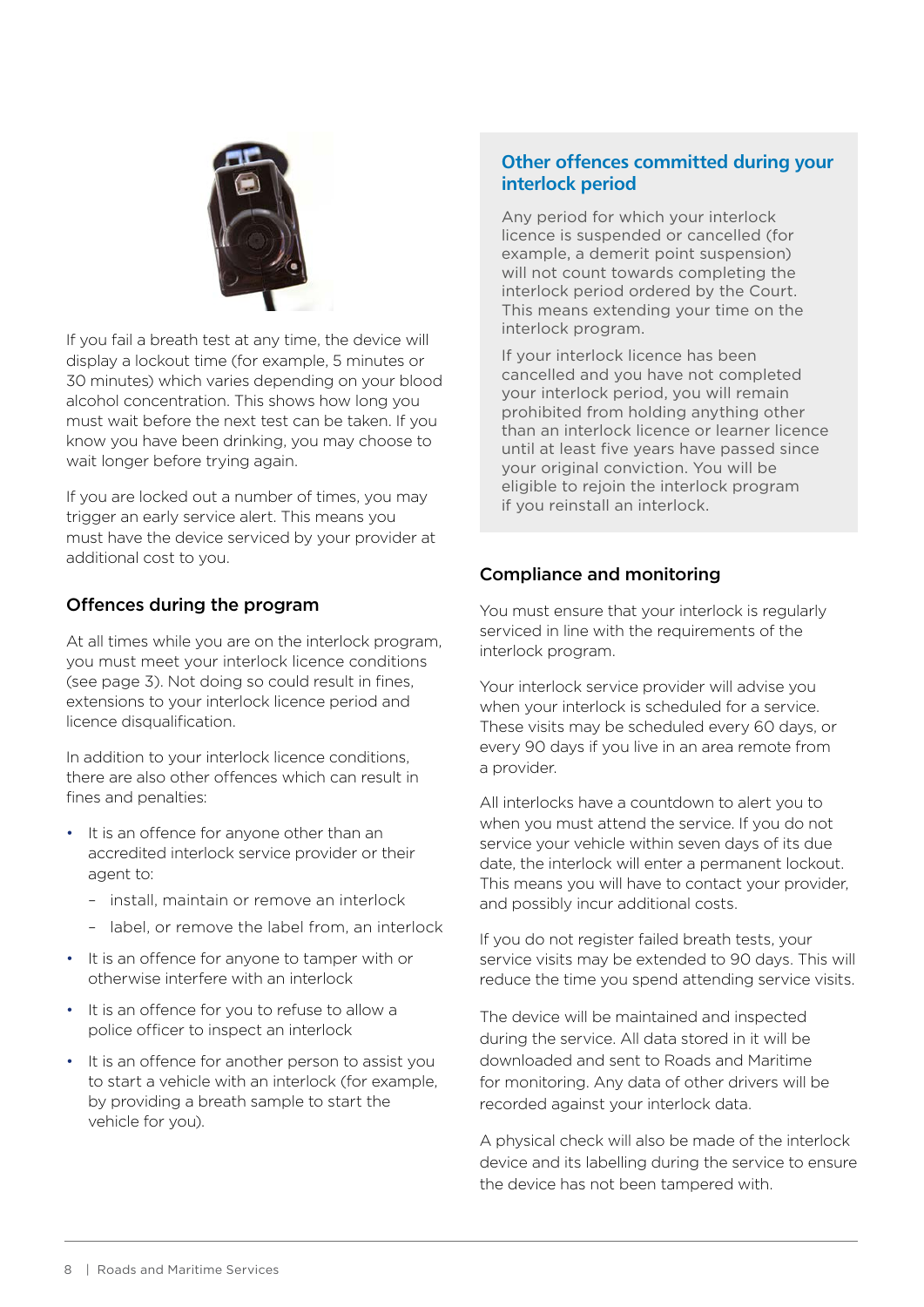If you fail a breath test at any time, the device will display a lockout time (for example, 5 minutes or 30 minutes) which varies depending on your blood alcohol concentration. This shows how long you must wait before the next test can be taken. If you know you have been drinking, you may choose to wait longer before trying again.

If you are locked out a number of times, you may trigger an early service alert. This means you must have the device serviced by your provider at additional cost to you.

### Offences during the program

At all times while you are on the interlock program, you must meet your interlock licence conditions (see page 3). Not doing so could result in fines, extensions to your interlock licence period and licence disqualification.

In addition to your interlock licence conditions, there are also other offences which can result in fines and penalties:

- It is an offence for anyone other than an accredited interlock service provider or their agent to:
  - install, maintain or remove an interlock
  - label, or remove the label from, an interlock
- It is an offence for anyone to tamper with or otherwise interfere with an interlock
- It is an offence for you to refuse to allow a police officer to inspect an interlock
- It is an offence for another person to assist you to start a vehicle with an interlock (for example, by providing a breath sample to start the vehicle for you).

### Other offences committed during your interlock period

Any period for which your interlock licence is suspended or cancelled (for example, a demerit point suspension) will not count towards completing the interlock period ordered by the Court. This means extending your time on the interlock program.

If your interlock licence has been cancelled and you have not completed your interlock period, you will remain prohibited from holding anything other than an interlock licence or learner licence until at least five years have passed since your original conviction. You will be eligible to rejoin the interlock program if you reinstall an interlock.

### Compliance and monitoring

You must ensure that your interlock is regularly serviced in line with the requirements of the interlock program.

Your interlock service provider will advise you when your interlock is scheduled for a service. These visits may be scheduled every 60 days, or every 90 days if you live in an area remote from a provider.

All interlocks have a countdown to alert you to when you must attend the service. If you do not service your vehicle within seven days of its due date, the interlock will enter a permanent lockout. This means you will have to contact your provider, and possibly incur additional costs.

If you do not register failed breath tests, your service visits may be extended to 90 days. This will reduce the time you spend attending service visits.

The device will be maintained and inspected during the service. All data stored in it will be downloaded and sent to Roads and Maritime for monitoring. Any data of other drivers will be recorded against your interlock data.

A physical check will also be made of the interlock device and its labelling during the service to ensure the device has not been tampered with.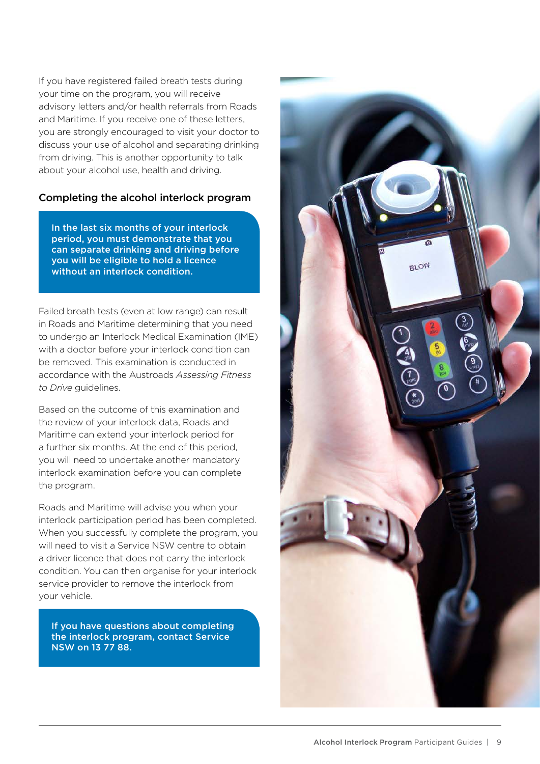If you have registered failed breath tests during your time on the program, you will receive advisory letters and/or health referrals from Roads and Maritime. If you receive one of these letters, you are strongly encouraged to visit your doctor to discuss your use of alcohol and separating drinking from driving. This is another opportunity to talk about your alcohol use, health and driving.

## Completing the alcohol interlock program

**In the last six months of your interlock period, you must demonstrate that you can separate drinking and driving before you will be eligible to hold a licence without an interlock condition.**

Failed breath tests (even at low range) can result in Roads and Maritime determining that you need to undergo an Interlock Medical Examination (IME) with a doctor before your interlock condition can be removed. This examination is conducted in accordance with the Austroads *Assessing Fitness to Drive* guidelines.

Based on the outcome of this examination and the review of your interlock data, Roads and Maritime can extend your interlock period for a further six months. At the end of this period, you will need to undertake another mandatory interlock examination before you can complete the program.

Roads and Maritime will advise you when your interlock participation period has been completed. When you successfully complete the program, you will need to visit a Service NSW centre to obtain a driver licence that does not carry the interlock condition. You can then organise for your interlock service provider to remove the interlock from your vehicle.

**If you have questions about completing the interlock program, contact Service NSW on 13 77 88.**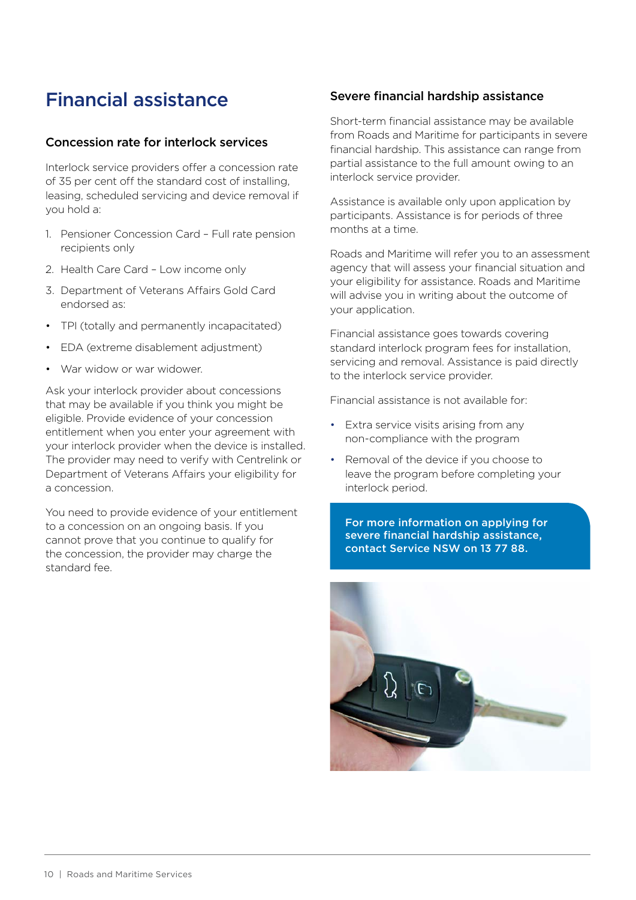# Financial assistance

## Concession rate for interlock services

Interlock service providers offer a concession rate of 35 per cent off the standard cost of installing, leasing, scheduled servicing and device removal if you hold a:

1. Pensioner Concession Card – Full rate pension recipients only
2. Health Care Card – Low income only
3. Department of Veterans Affairs Gold Card endorsed as:

- TPI (totally and permanently incapacitated)
- EDA (extreme disablement adjustment)
- War widow or war widower.

Ask your interlock provider about concessions that may be available if you think you might be eligible. Provide evidence of your concession entitlement when you enter your agreement with your interlock provider when the device is installed. The provider may need to verify with Centrelink or Department of Veterans Affairs your eligibility for a concession.

You need to provide evidence of your entitlement to a concession on an ongoing basis. If you cannot prove that you continue to qualify for the concession, the provider may charge the standard fee.

## Severe financial hardship assistance

Short-term financial assistance may be available from Roads and Maritime for participants in severe financial hardship. This assistance can range from partial assistance to the full amount owing to an interlock service provider.

Assistance is available only upon application by participants. Assistance is for periods of three months at a time.

Roads and Maritime will refer you to an assessment agency that will assess your financial situation and your eligibility for assistance. Roads and Maritime will advise you in writing about the outcome of your application.

Financial assistance goes towards covering standard interlock program fees for installation, servicing and removal. Assistance is paid directly to the interlock service provider.

Financial assistance is not available for:

- Extra service visits arising from any non-compliance with the program
- Removal of the device if you choose to leave the program before completing your interlock period.

**For more information on applying for severe financial hardship assistance, contact Service NSW on 13 77 88.**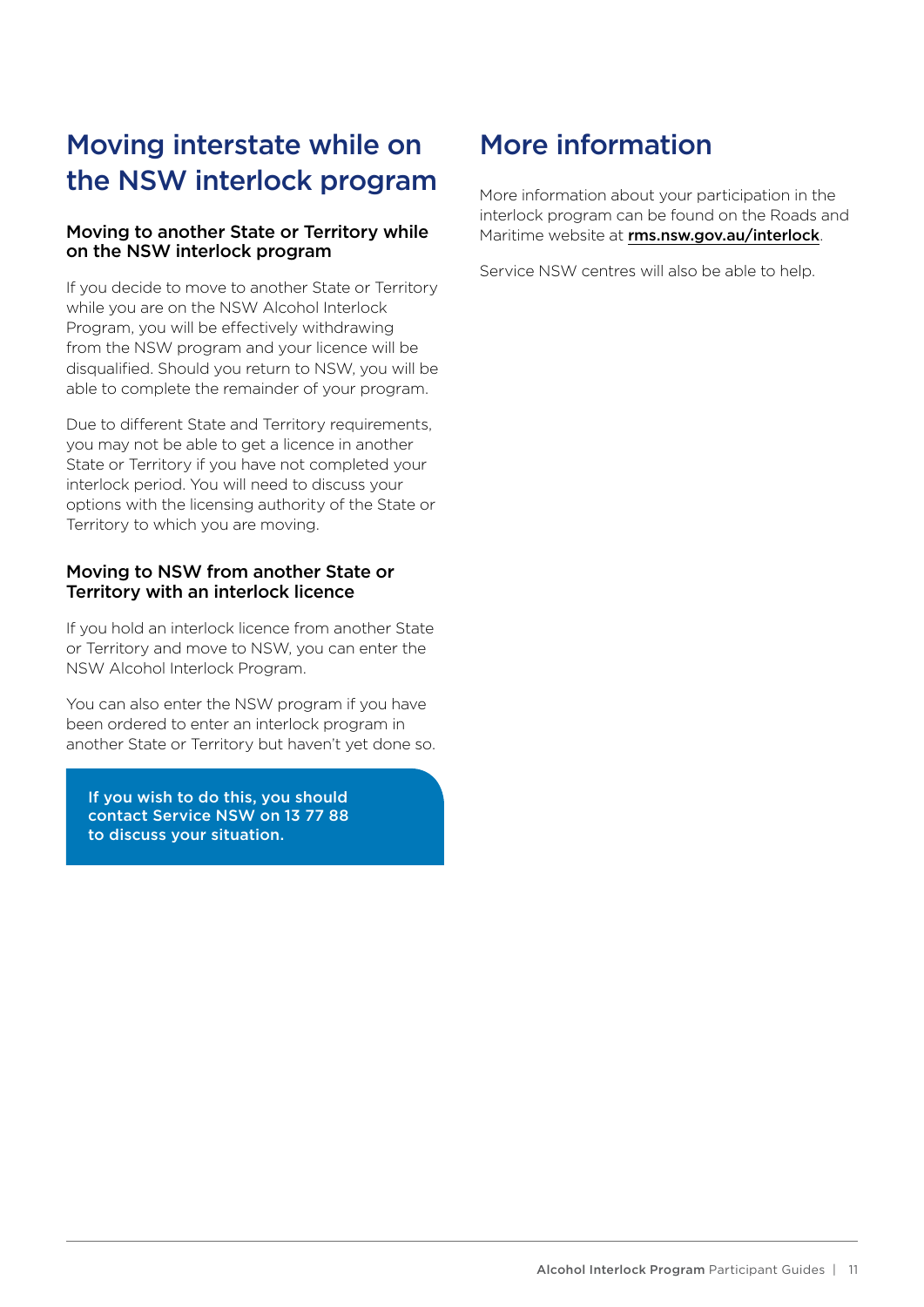# Moving interstate while on the NSW interlock program

### Moving to another State or Territory while on the NSW interlock program

If you decide to move to another State or Territory while you are on the NSW Alcohol Interlock Program, you will be effectively withdrawing from the NSW program and your licence will be disqualified. Should you return to NSW, you will be able to complete the remainder of your program.

Due to different State and Territory requirements, you may not be able to get a licence in another State or Territory if you have not completed your interlock period. You will need to discuss your options with the licensing authority of the State or Territory to which you are moving.

### Moving to NSW from another State or Territory with an interlock licence

If you hold an interlock licence from another State or Territory and move to NSW, you can enter the NSW Alcohol Interlock Program.

You can also enter the NSW program if you have been ordered to enter an interlock program in another State or Territory but haven't yet done so.

**If you wish to do this, you should contact Service NSW on 13 77 88 to discuss your situation.**

# More information

More information about your participation in the interlock program can be found on the Roads and Maritime website at **rms.nsw.gov.au/interlock**.

Service NSW centres will also be able to help.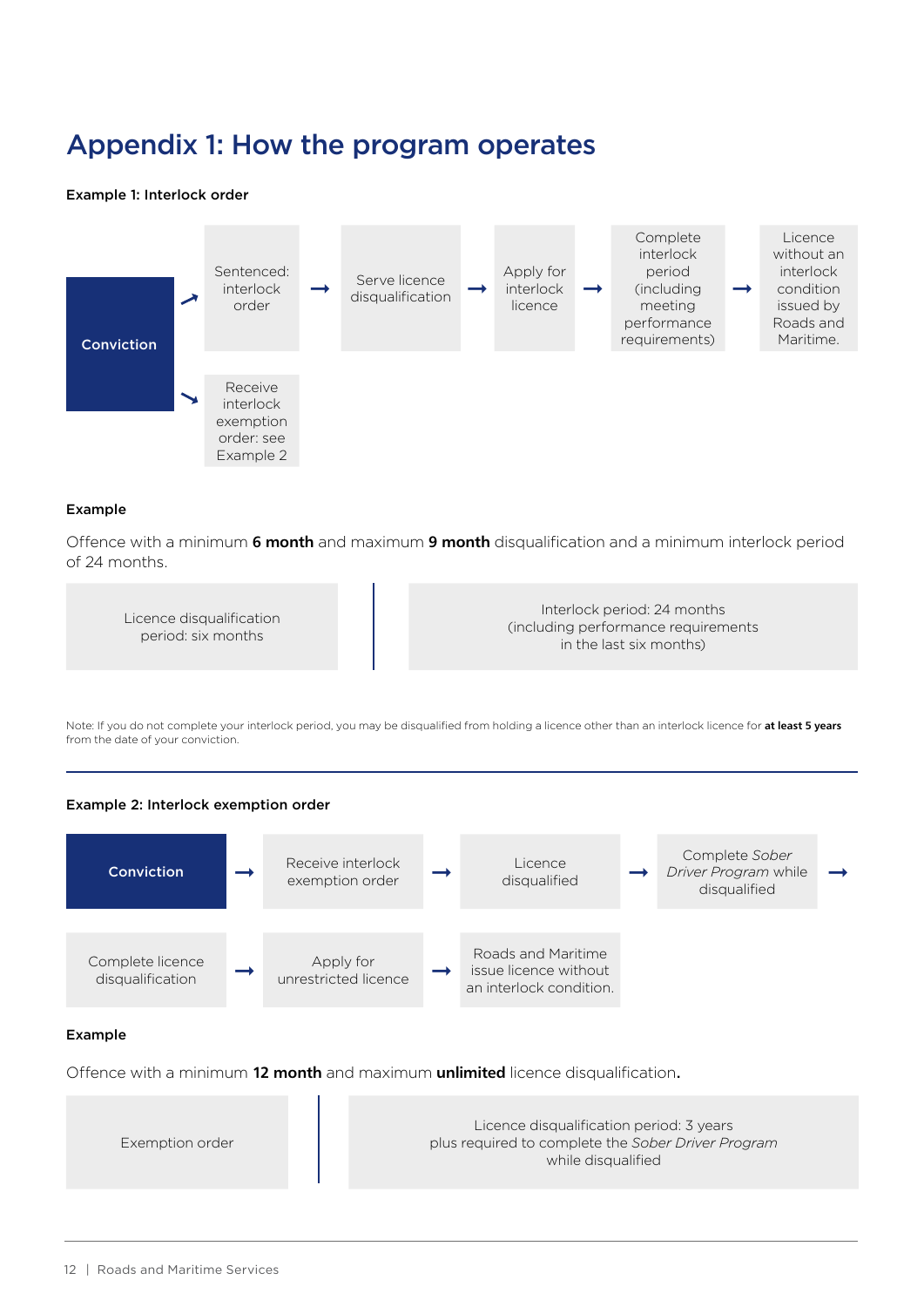# Appendix 1: How the program operates

**Example 1: Interlock order**

**Conviction** → Sentenced: interlock order → Serve licence disqualification → Apply for interlock licence → Complete interlock period (including meeting performance requirements) → Licence without an interlock condition issued by Roads and Maritime.

**Conviction** → Receive interlock exemption order: see Example 2

**Example**

Offence with a minimum **6 month** and maximum **9 month** disqualification and a minimum interlock period of 24 months.

| Licence disqualification period: six months | Interlock period: 24 months (including performance requirements in the last six months) |
| --- | --- |

Note: If you do not complete your interlock period, you may be disqualified from holding a licence other than an interlock licence for **at least 5 years** from the date of your conviction.

---

**Example 2: Interlock exemption order**

**Conviction** → Receive interlock exemption order → Licence disqualified → Complete *Sober Driver Program* while disqualified → Complete licence disqualification → Apply for unrestricted licence → Roads and Maritime issue licence without an interlock condition.

**Example**

Offence with a minimum **12 month** and maximum **unlimited** licence disqualification**.**

| Exemption order | Licence disqualification period: 3 years plus required to complete the *Sober Driver Program* while disqualified |
| --- | --- |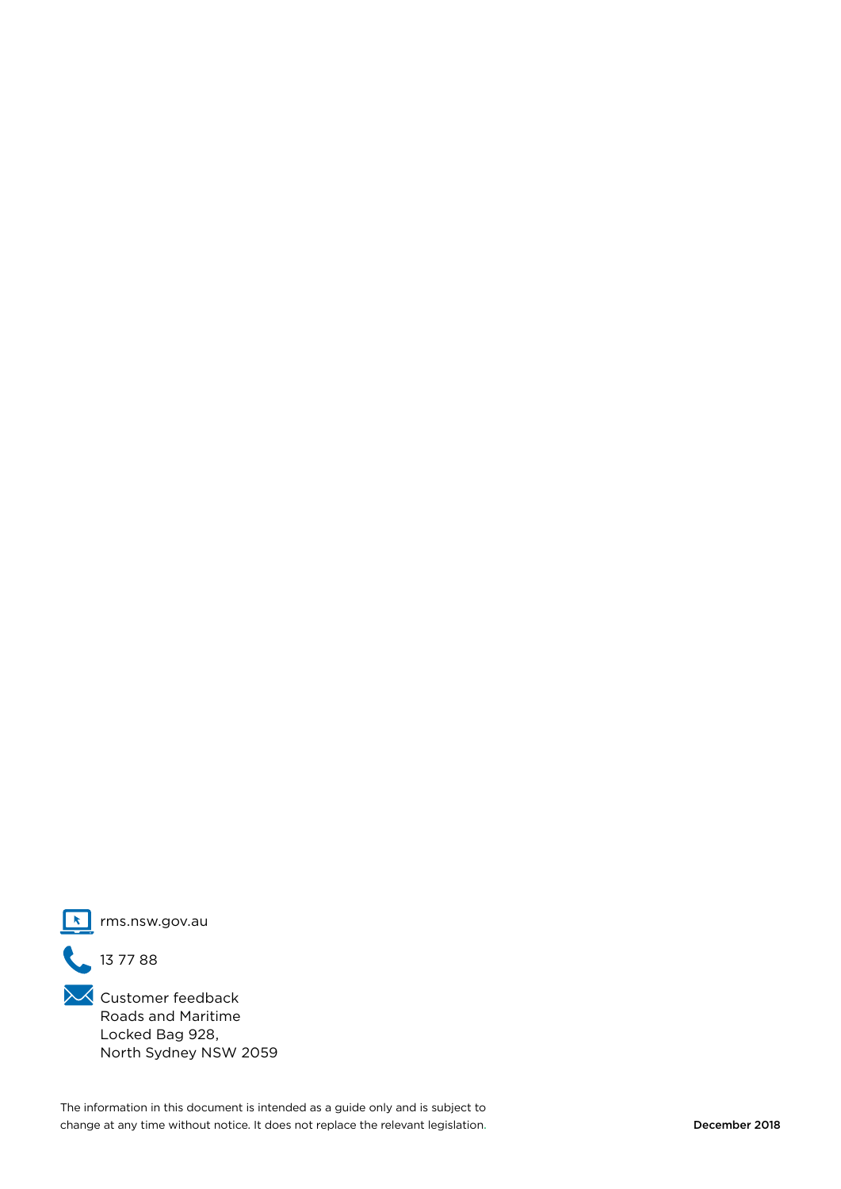rms.nsw.gov.au

13 77 88

Customer feedback
Roads and Maritime
Locked Bag 928,
North Sydney NSW 2059

The information in this document is intended as a guide only and is subject to change at any time without notice. It does not replace the relevant legislation.

**December 2018**